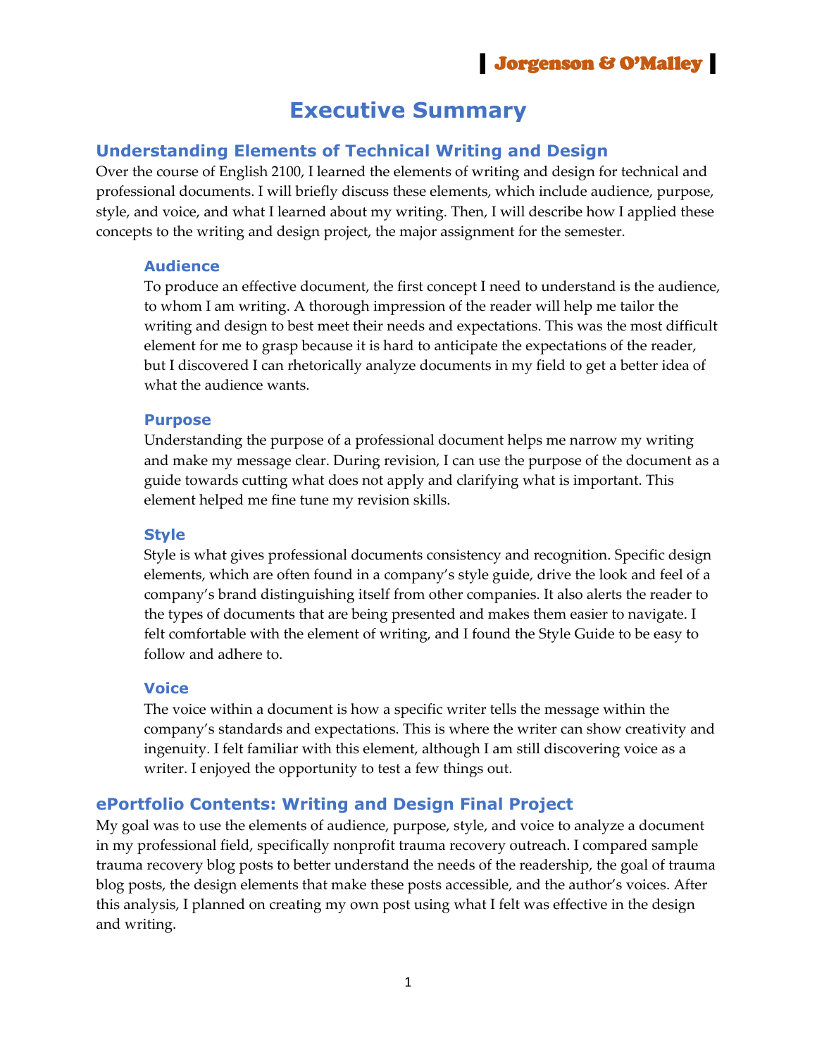# Executive Summary

## Understanding Elements of Technical Writing and Design

Over the course of English 2100, I learned the elements of writing and design for technical and professional documents. I will briefly discuss these elements, which include audience, purpose, style, and voice, and what I learned about my writing. Then, I will describe how I applied these concepts to the writing and design project, the major assignment for the semester.

### Audience

To produce an effective document, the first concept I need to understand is the audience, to whom I am writing. A thorough impression of the reader will help me tailor the writing and design to best meet their needs and expectations. This was the most difficult element for me to grasp because it is hard to anticipate the expectations of the reader, but I discovered I can rhetorically analyze documents in my field to get a better idea of what the audience wants.

### Purpose

Understanding the purpose of a professional document helps me narrow my writing and make my message clear. During revision, I can use the purpose of the document as a guide towards cutting what does not apply and clarifying what is important. This element helped me fine tune my revision skills.

### Style

Style is what gives professional documents consistency and recognition. Specific design elements, which are often found in a company's style guide, drive the look and feel of a company's brand distinguishing itself from other companies. It also alerts the reader to the types of documents that are being presented and makes them easier to navigate. I felt comfortable with the element of writing, and I found the Style Guide to be easy to follow and adhere to.

### Voice

The voice within a document is how a specific writer tells the message within the company's standards and expectations. This is where the writer can show creativity and ingenuity. I felt familiar with this element, although I am still discovering voice as a writer. I enjoyed the opportunity to test a few things out.

## ePortfolio Contents: Writing and Design Final Project

My goal was to use the elements of audience, purpose, style, and voice to analyze a document in my professional field, specifically nonprofit trauma recovery outreach. I compared sample trauma recovery blog posts to better understand the needs of the readership, the goal of trauma blog posts, the design elements that make these posts accessible, and the author's voices. After this analysis, I planned on creating my own post using what I felt was effective in the design and writing.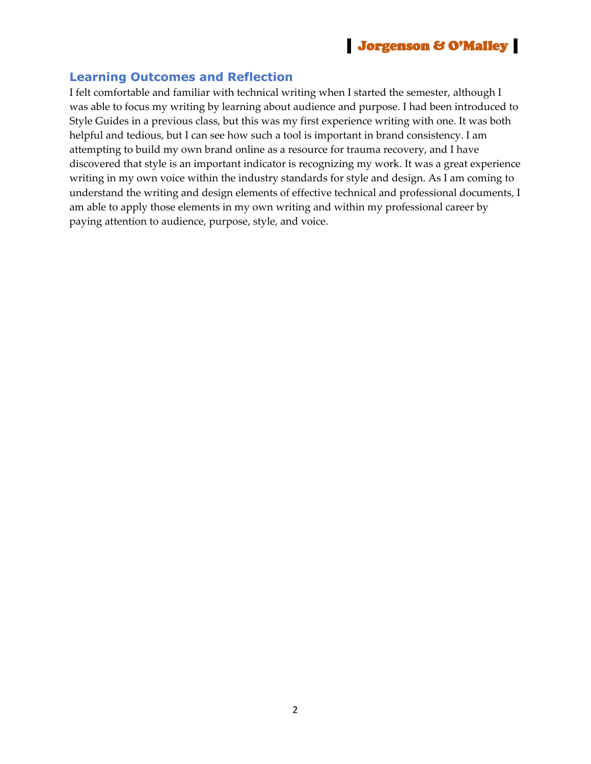## Learning Outcomes and Reflection

I felt comfortable and familiar with technical writing when I started the semester, although I was able to focus my writing by learning about audience and purpose. I had been introduced to Style Guides in a previous class, but this was my first experience writing with one. It was both helpful and tedious, but I can see how such a tool is important in brand consistency. I am attempting to build my own brand online as a resource for trauma recovery, and I have discovered that style is an important indicator is recognizing my work. It was a great experience writing in my own voice within the industry standards for style and design. As I am coming to understand the writing and design elements of effective technical and professional documents, I am able to apply those elements in my own writing and within my professional career by paying attention to audience, purpose, style, and voice.